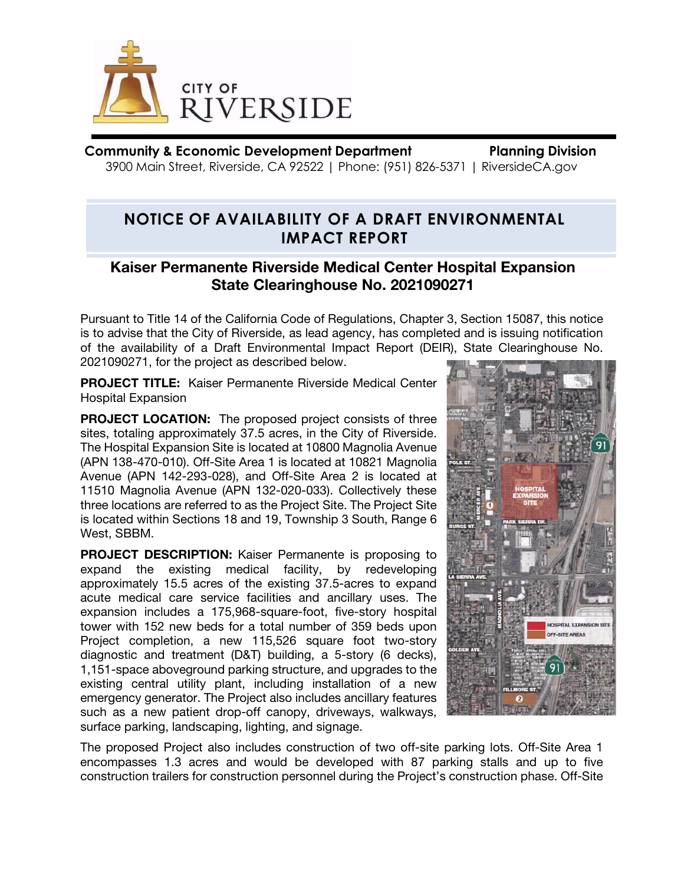CITY OF RIVERSIDE

**Community & Economic Development Department** **Planning Division**
3900 Main Street, Riverside, CA 92522 | Phone: (951) 826-5371 | RiversideCA.gov

# NOTICE OF AVAILABILITY OF A DRAFT ENVIRONMENTAL IMPACT REPORT

## Kaiser Permanente Riverside Medical Center Hospital Expansion State Clearinghouse No. 2021090271

Pursuant to Title 14 of the California Code of Regulations, Chapter 3, Section 15087, this notice is to advise that the City of Riverside, as lead agency, has completed and is issuing notification of the availability of a Draft Environmental Impact Report (DEIR), State Clearinghouse No. 2021090271, for the project as described below.

**PROJECT TITLE:** Kaiser Permanente Riverside Medical Center Hospital Expansion

**PROJECT LOCATION:** The proposed project consists of three sites, totaling approximately 37.5 acres, in the City of Riverside. The Hospital Expansion Site is located at 10800 Magnolia Avenue (APN 138-470-010). Off-Site Area 1 is located at 10821 Magnolia Avenue (APN 142-293-028), and Off-Site Area 2 is located at 11510 Magnolia Avenue (APN 132-020-033). Collectively these three locations are referred to as the Project Site. The Project Site is located within Sections 18 and 19, Township 3 South, Range 6 West, SBBM.

**PROJECT DESCRIPTION:** Kaiser Permanente is proposing to expand the existing medical facility, by redeveloping approximately 15.5 acres of the existing 37.5-acres to expand acute medical care service facilities and ancillary uses. The expansion includes a 175,968-square-foot, five-story hospital tower with 152 new beds for a total number of 359 beds upon Project completion, a new 115,526 square foot two-story diagnostic and treatment (D&T) building, a 5-story (6 decks), 1,151-space aboveground parking structure, and upgrades to the existing central utility plant, including installation of a new emergency generator. The Project also includes ancillary features such as a new patient drop-off canopy, driveways, walkways, surface parking, landscaping, lighting, and signage.

The proposed Project also includes construction of two off-site parking lots. Off-Site Area 1 encompasses 1.3 acres and would be developed with 87 parking stalls and up to five construction trailers for construction personnel during the Project's construction phase. Off-Site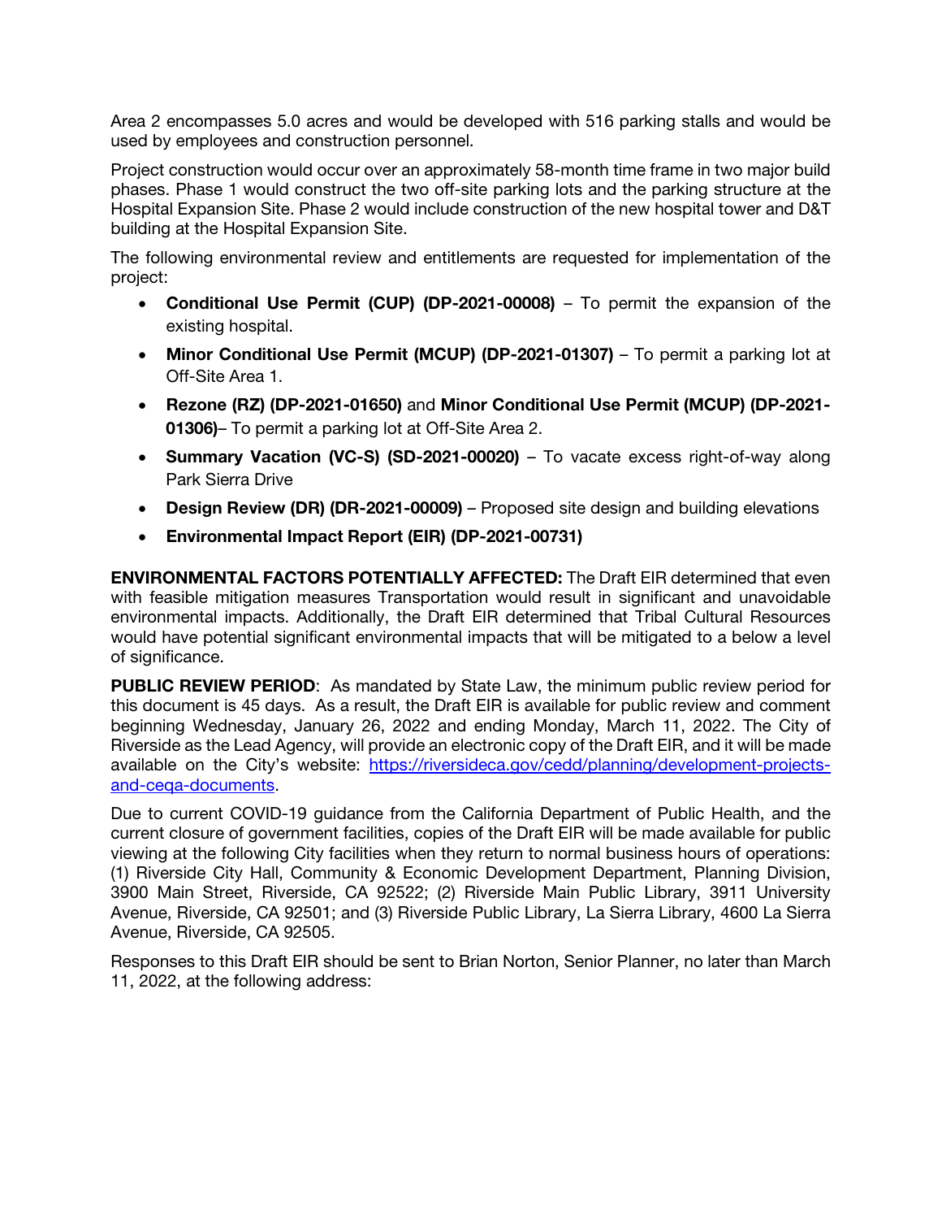Area 2 encompasses 5.0 acres and would be developed with 516 parking stalls and would be used by employees and construction personnel.

Project construction would occur over an approximately 58-month time frame in two major build phases. Phase 1 would construct the two off-site parking lots and the parking structure at the Hospital Expansion Site. Phase 2 would include construction of the new hospital tower and D&T building at the Hospital Expansion Site.

The following environmental review and entitlements are requested for implementation of the project:

- **Conditional Use Permit (CUP) (DP-2021-00008)** – To permit the expansion of the existing hospital.
- **Minor Conditional Use Permit (MCUP) (DP-2021-01307)** – To permit a parking lot at Off-Site Area 1.
- **Rezone (RZ) (DP-2021-01650)** and **Minor Conditional Use Permit (MCUP) (DP-2021-01306)**– To permit a parking lot at Off-Site Area 2.
- **Summary Vacation (VC-S) (SD-2021-00020)** – To vacate excess right-of-way along Park Sierra Drive
- **Design Review (DR) (DR-2021-00009)** – Proposed site design and building elevations
- **Environmental Impact Report (EIR) (DP-2021-00731)**

**ENVIRONMENTAL FACTORS POTENTIALLY AFFECTED:** The Draft EIR determined that even with feasible mitigation measures Transportation would result in significant and unavoidable environmental impacts. Additionally, the Draft EIR determined that Tribal Cultural Resources would have potential significant environmental impacts that will be mitigated to a below a level of significance.

**PUBLIC REVIEW PERIOD**: As mandated by State Law, the minimum public review period for this document is 45 days. As a result, the Draft EIR is available for public review and comment beginning Wednesday, January 26, 2022 and ending Monday, March 11, 2022. The City of Riverside as the Lead Agency, will provide an electronic copy of the Draft EIR, and it will be made available on the City's website: [https://riversideca.gov/cedd/planning/development-projects-and-ceqa-documents](https://riversideca.gov/cedd/planning/development-projects-and-ceqa-documents).

Due to current COVID-19 guidance from the California Department of Public Health, and the current closure of government facilities, copies of the Draft EIR will be made available for public viewing at the following City facilities when they return to normal business hours of operations: (1) Riverside City Hall, Community & Economic Development Department, Planning Division, 3900 Main Street, Riverside, CA 92522; (2) Riverside Main Public Library, 3911 University Avenue, Riverside, CA 92501; and (3) Riverside Public Library, La Sierra Library, 4600 La Sierra Avenue, Riverside, CA 92505.

Responses to this Draft EIR should be sent to Brian Norton, Senior Planner, no later than March 11, 2022, at the following address: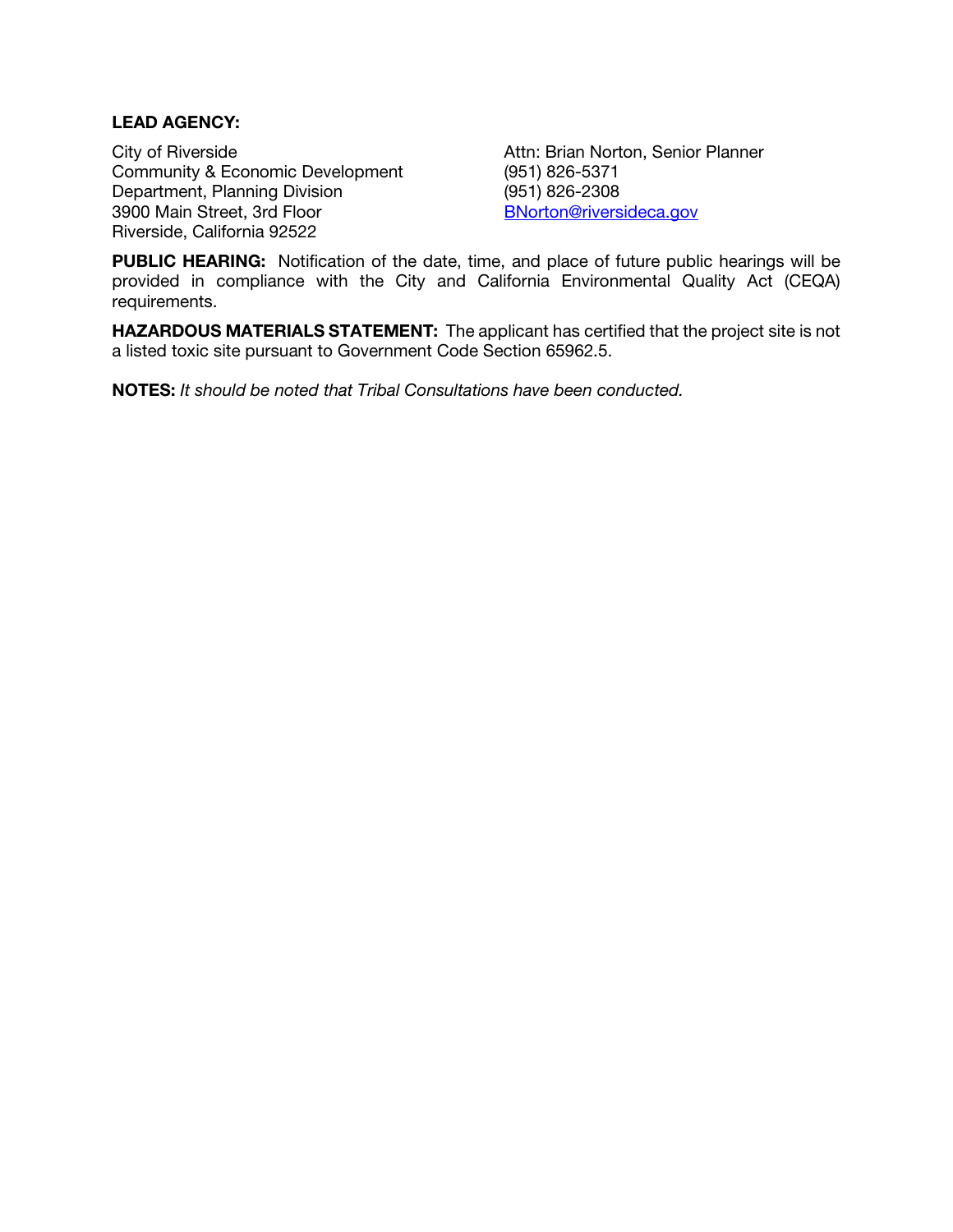**LEAD AGENCY:**

City of Riverside
Community & Economic Development
Department, Planning Division
3900 Main Street, 3rd Floor
Riverside, California 92522

Attn: Brian Norton, Senior Planner
(951) 826-5371
(951) 826-2308
BNorton@riversideca.gov

**PUBLIC HEARING:** Notification of the date, time, and place of future public hearings will be provided in compliance with the City and California Environmental Quality Act (CEQA) requirements.

**HAZARDOUS MATERIALS STATEMENT:** The applicant has certified that the project site is not a listed toxic site pursuant to Government Code Section 65962.5.

**NOTES:** *It should be noted that Tribal Consultations have been conducted.*